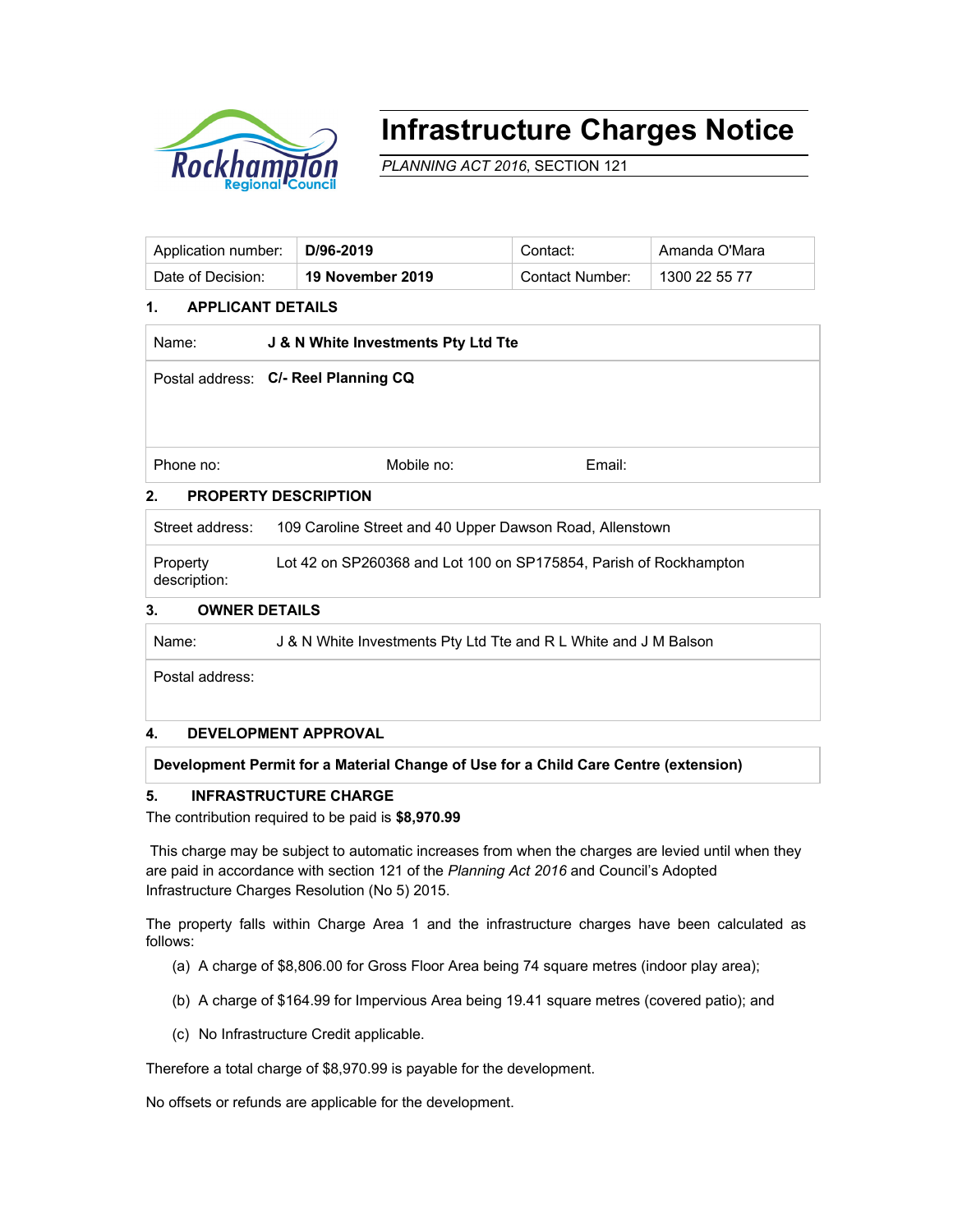# Infrastructure Charges Notice

*PLANNING ACT 2016*, SECTION 121

| Application number: | **D/96-2019** | Contact: | Amanda O'Mara |
|---|---|---|---|
| Date of Decision: | **19 November 2019** | Contact Number: | 1300 22 55 77 |

## 1. APPLICANT DETAILS

| | | | |
|---|---|---|---|
| Name: | **J & N White Investments Pty Ltd Tte** | | |
| Postal address: | **C/- Reel Planning CQ** | | |
| Phone no: | Mobile no: | Email: | |

## 2. PROPERTY DESCRIPTION

| | |
|---|---|
| Street address: | 109 Caroline Street and 40 Upper Dawson Road, Allenstown |
| Property description: | Lot 42 on SP260368 and Lot 100 on SP175854, Parish of Rockhampton |

## 3. OWNER DETAILS

| | |
|---|---|
| Name: | J & N White Investments Pty Ltd Tte and R L White and J M Balson |
| Postal address: | |

## 4. DEVELOPMENT APPROVAL

**Development Permit for a Material Change of Use for a Child Care Centre (extension)**

## 5. INFRASTRUCTURE CHARGE

The contribution required to be paid is **$8,970.99**

This charge may be subject to automatic increases from when the charges are levied until when they are paid in accordance with section 121 of the *Planning Act 2016* and Council's Adopted Infrastructure Charges Resolution (No 5) 2015.

The property falls within Charge Area 1 and the infrastructure charges have been calculated as follows:

(a) A charge of $8,806.00 for Gross Floor Area being 74 square metres (indoor play area);

(b) A charge of $164.99 for Impervious Area being 19.41 square metres (covered patio); and

(c) No Infrastructure Credit applicable.

Therefore a total charge of $8,970.99 is payable for the development.

No offsets or refunds are applicable for the development.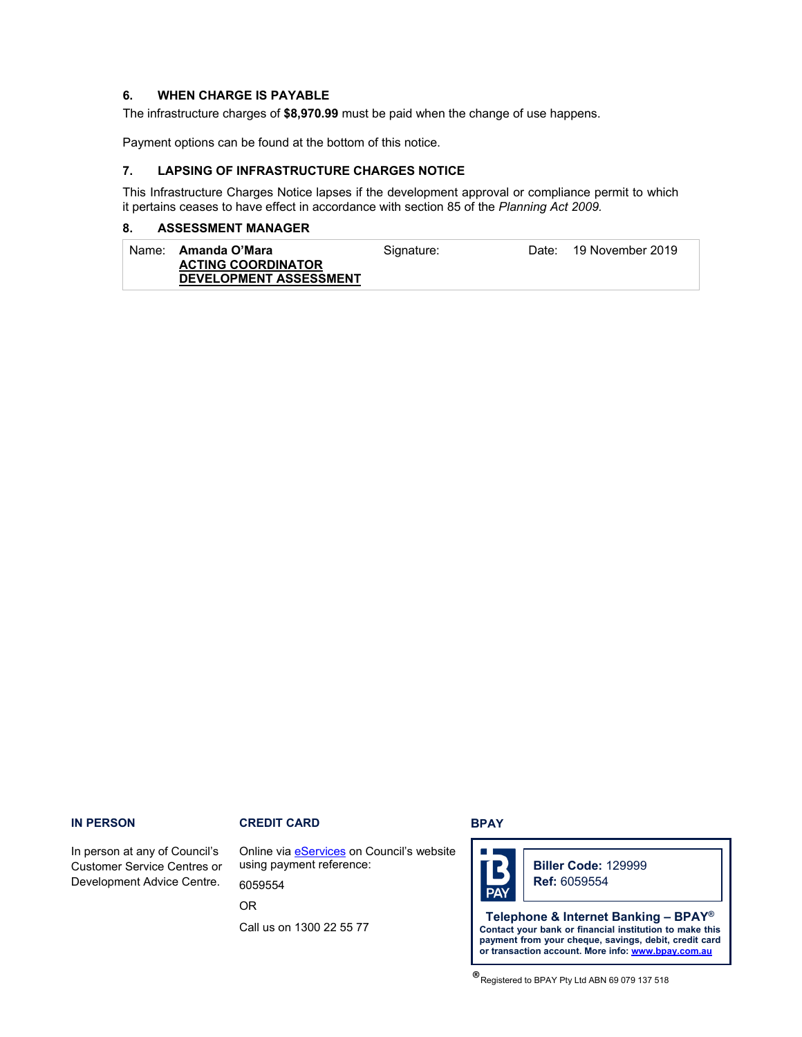## 6. WHEN CHARGE IS PAYABLE

The infrastructure charges of **$8,970.99** must be paid when the change of use happens.

Payment options can be found at the bottom of this notice.

## 7. LAPSING OF INFRASTRUCTURE CHARGES NOTICE

This Infrastructure Charges Notice lapses if the development approval or compliance permit to which it pertains ceases to have effect in accordance with section 85 of the *Planning Act 2009.*

## 8. ASSESSMENT MANAGER

| | | | |
|---|---|---|---|
| Name: **Amanda O'Mara** **ACTING COORDINATOR DEVELOPMENT ASSESSMENT** | Signature: | Date: | 19 November 2019 |

**IN PERSON**

In person at any of Council's Customer Service Centres or Development Advice Centre.

**CREDIT CARD**

Online via eServices on Council's website using payment reference:

6059554

OR

Call us on 1300 22 55 77

**BPAY**

**Biller Code:** 129999
**Ref:** 6059554

**Telephone & Internet Banking – BPAY®**
**Contact your bank or financial institution to make this payment from your cheque, savings, debit, credit card or transaction account. More info: www.bpay.com.au**

® Registered to BPAY Pty Ltd ABN 69 079 137 518